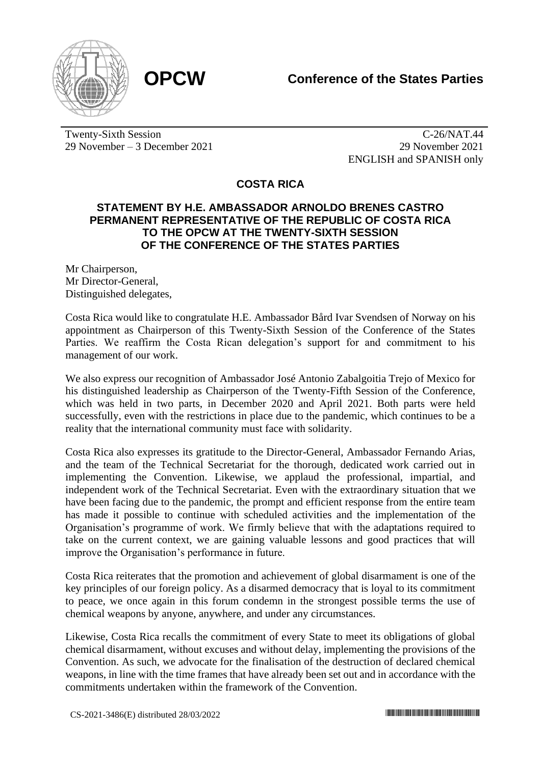**OPCW**

**Conference of the States Parties**

Twenty-Sixth Session
29 November – 3 December 2021

C-26/NAT.44
29 November 2021
ENGLISH and SPANISH only

## COSTA RICA

### STATEMENT BY H.E. AMBASSADOR ARNOLDO BRENES CASTRO PERMANENT REPRESENTATIVE OF THE REPUBLIC OF COSTA RICA TO THE OPCW AT THE TWENTY-SIXTH SESSION OF THE CONFERENCE OF THE STATES PARTIES

Mr Chairperson,
Mr Director-General,
Distinguished delegates,

Costa Rica would like to congratulate H.E. Ambassador Bård Ivar Svendsen of Norway on his appointment as Chairperson of this Twenty-Sixth Session of the Conference of the States Parties. We reaffirm the Costa Rican delegation's support for and commitment to his management of our work.

We also express our recognition of Ambassador José Antonio Zabalgoitia Trejo of Mexico for his distinguished leadership as Chairperson of the Twenty-Fifth Session of the Conference, which was held in two parts, in December 2020 and April 2021. Both parts were held successfully, even with the restrictions in place due to the pandemic, which continues to be a reality that the international community must face with solidarity.

Costa Rica also expresses its gratitude to the Director-General, Ambassador Fernando Arias, and the team of the Technical Secretariat for the thorough, dedicated work carried out in implementing the Convention. Likewise, we applaud the professional, impartial, and independent work of the Technical Secretariat. Even with the extraordinary situation that we have been facing due to the pandemic, the prompt and efficient response from the entire team has made it possible to continue with scheduled activities and the implementation of the Organisation's programme of work. We firmly believe that with the adaptations required to take on the current context, we are gaining valuable lessons and good practices that will improve the Organisation's performance in future.

Costa Rica reiterates that the promotion and achievement of global disarmament is one of the key principles of our foreign policy. As a disarmed democracy that is loyal to its commitment to peace, we once again in this forum condemn in the strongest possible terms the use of chemical weapons by anyone, anywhere, and under any circumstances.

Likewise, Costa Rica recalls the commitment of every State to meet its obligations of global chemical disarmament, without excuses and without delay, implementing the provisions of the Convention. As such, we advocate for the finalisation of the destruction of declared chemical weapons, in line with the time frames that have already been set out and in accordance with the commitments undertaken within the framework of the Convention.

CS-2021-3486(E) distributed 28/03/2022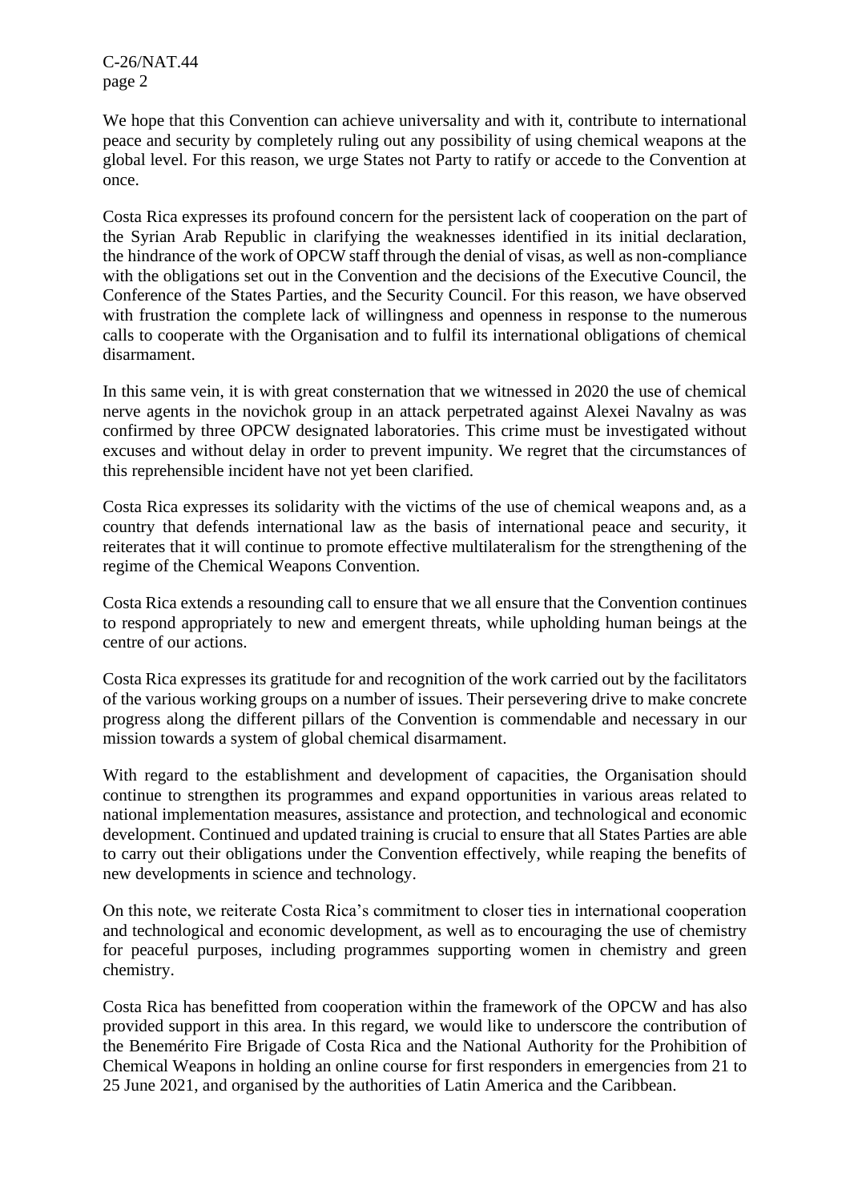We hope that this Convention can achieve universality and with it, contribute to international peace and security by completely ruling out any possibility of using chemical weapons at the global level. For this reason, we urge States not Party to ratify or accede to the Convention at once.

Costa Rica expresses its profound concern for the persistent lack of cooperation on the part of the Syrian Arab Republic in clarifying the weaknesses identified in its initial declaration, the hindrance of the work of OPCW staff through the denial of visas, as well as non-compliance with the obligations set out in the Convention and the decisions of the Executive Council, the Conference of the States Parties, and the Security Council. For this reason, we have observed with frustration the complete lack of willingness and openness in response to the numerous calls to cooperate with the Organisation and to fulfil its international obligations of chemical disarmament.

In this same vein, it is with great consternation that we witnessed in 2020 the use of chemical nerve agents in the novichok group in an attack perpetrated against Alexei Navalny as was confirmed by three OPCW designated laboratories. This crime must be investigated without excuses and without delay in order to prevent impunity. We regret that the circumstances of this reprehensible incident have not yet been clarified.

Costa Rica expresses its solidarity with the victims of the use of chemical weapons and, as a country that defends international law as the basis of international peace and security, it reiterates that it will continue to promote effective multilateralism for the strengthening of the regime of the Chemical Weapons Convention.

Costa Rica extends a resounding call to ensure that we all ensure that the Convention continues to respond appropriately to new and emergent threats, while upholding human beings at the centre of our actions.

Costa Rica expresses its gratitude for and recognition of the work carried out by the facilitators of the various working groups on a number of issues. Their persevering drive to make concrete progress along the different pillars of the Convention is commendable and necessary in our mission towards a system of global chemical disarmament.

With regard to the establishment and development of capacities, the Organisation should continue to strengthen its programmes and expand opportunities in various areas related to national implementation measures, assistance and protection, and technological and economic development. Continued and updated training is crucial to ensure that all States Parties are able to carry out their obligations under the Convention effectively, while reaping the benefits of new developments in science and technology.

On this note, we reiterate Costa Rica's commitment to closer ties in international cooperation and technological and economic development, as well as to encouraging the use of chemistry for peaceful purposes, including programmes supporting women in chemistry and green chemistry.

Costa Rica has benefitted from cooperation within the framework of the OPCW and has also provided support in this area. In this regard, we would like to underscore the contribution of the Benemérito Fire Brigade of Costa Rica and the National Authority for the Prohibition of Chemical Weapons in holding an online course for first responders in emergencies from 21 to 25 June 2021, and organised by the authorities of Latin America and the Caribbean.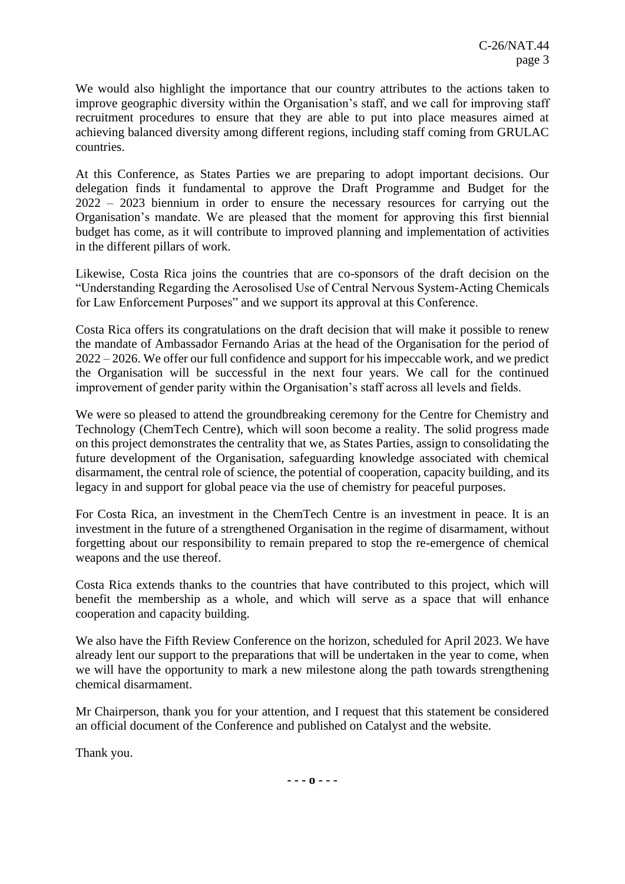We would also highlight the importance that our country attributes to the actions taken to improve geographic diversity within the Organisation's staff, and we call for improving staff recruitment procedures to ensure that they are able to put into place measures aimed at achieving balanced diversity among different regions, including staff coming from GRULAC countries.

At this Conference, as States Parties we are preparing to adopt important decisions. Our delegation finds it fundamental to approve the Draft Programme and Budget for the 2022 – 2023 biennium in order to ensure the necessary resources for carrying out the Organisation's mandate. We are pleased that the moment for approving this first biennial budget has come, as it will contribute to improved planning and implementation of activities in the different pillars of work.

Likewise, Costa Rica joins the countries that are co-sponsors of the draft decision on the "Understanding Regarding the Aerosolised Use of Central Nervous System-Acting Chemicals for Law Enforcement Purposes" and we support its approval at this Conference.

Costa Rica offers its congratulations on the draft decision that will make it possible to renew the mandate of Ambassador Fernando Arias at the head of the Organisation for the period of 2022 – 2026. We offer our full confidence and support for his impeccable work, and we predict the Organisation will be successful in the next four years. We call for the continued improvement of gender parity within the Organisation's staff across all levels and fields.

We were so pleased to attend the groundbreaking ceremony for the Centre for Chemistry and Technology (ChemTech Centre), which will soon become a reality. The solid progress made on this project demonstrates the centrality that we, as States Parties, assign to consolidating the future development of the Organisation, safeguarding knowledge associated with chemical disarmament, the central role of science, the potential of cooperation, capacity building, and its legacy in and support for global peace via the use of chemistry for peaceful purposes.

For Costa Rica, an investment in the ChemTech Centre is an investment in peace. It is an investment in the future of a strengthened Organisation in the regime of disarmament, without forgetting about our responsibility to remain prepared to stop the re-emergence of chemical weapons and the use thereof.

Costa Rica extends thanks to the countries that have contributed to this project, which will benefit the membership as a whole, and which will serve as a space that will enhance cooperation and capacity building.

We also have the Fifth Review Conference on the horizon, scheduled for April 2023. We have already lent our support to the preparations that will be undertaken in the year to come, when we will have the opportunity to mark a new milestone along the path towards strengthening chemical disarmament.

Mr Chairperson, thank you for your attention, and I request that this statement be considered an official document of the Conference and published on Catalyst and the website.

Thank you.

**- - - o - - -**